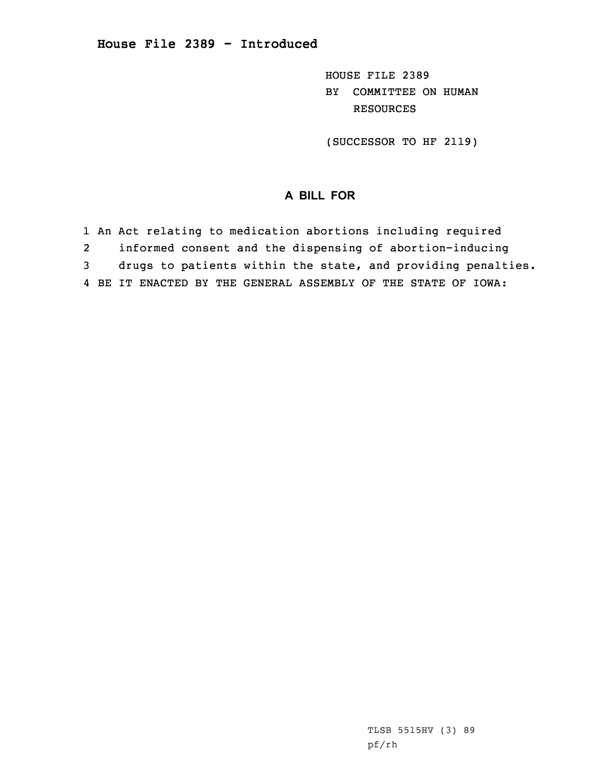# House File 2389 - Introduced

HOUSE FILE 2389
BY COMMITTEE ON HUMAN RESOURCES

(SUCCESSOR TO HF 2119)

## A BILL FOR

1 An Act relating to medication abortions including required
2 informed consent and the dispensing of abortion-inducing
3 drugs to patients within the state, and providing penalties.
4 BE IT ENACTED BY THE GENERAL ASSEMBLY OF THE STATE OF IOWA:

TLSB 5515HV (3) 89
pf/rh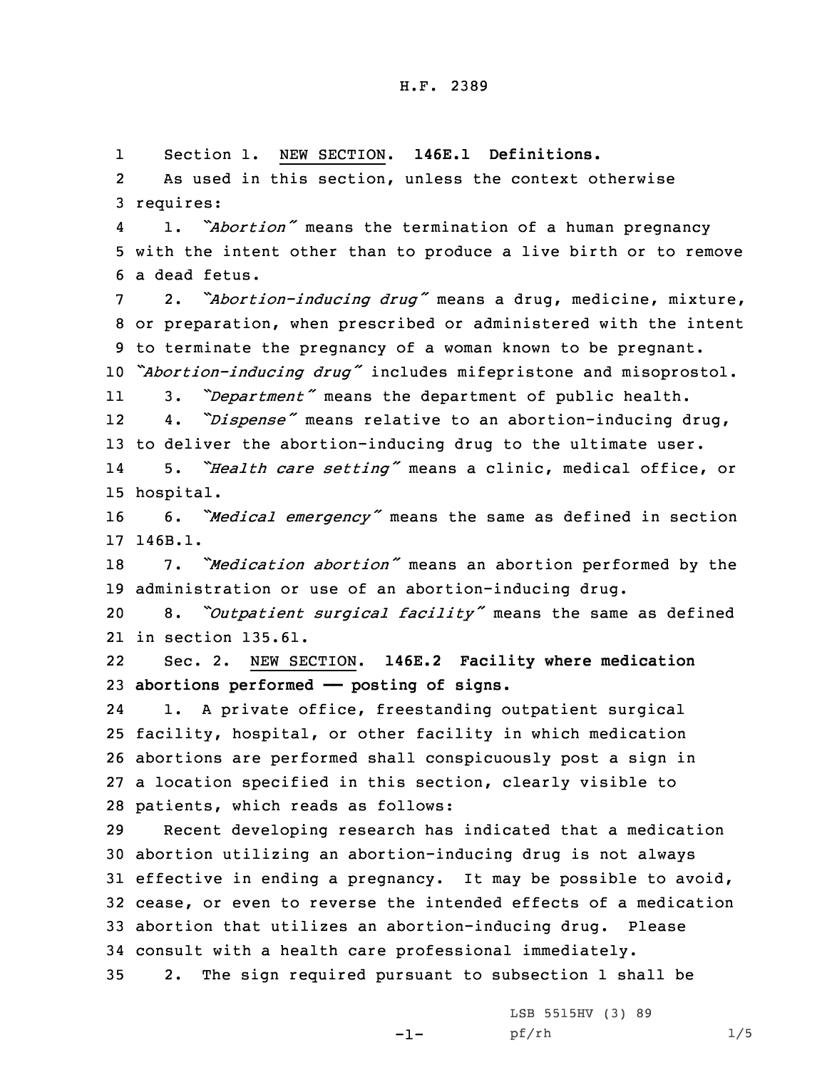H.F. 2389

Section 1. NEW SECTION. **146E.1 Definitions.**

As used in this section, unless the context otherwise requires:

1. *"Abortion"* means the termination of a human pregnancy with the intent other than to produce a live birth or to remove a dead fetus.

2. *"Abortion-inducing drug"* means a drug, medicine, mixture, or preparation, when prescribed or administered with the intent to terminate the pregnancy of a woman known to be pregnant. *"Abortion-inducing drug"* includes mifepristone and misoprostol.

3. *"Department"* means the department of public health.

4. *"Dispense"* means relative to an abortion-inducing drug, to deliver the abortion-inducing drug to the ultimate user.

5. *"Health care setting"* means a clinic, medical office, or hospital.

6. *"Medical emergency"* means the same as defined in section 146B.1.

7. *"Medication abortion"* means an abortion performed by the administration or use of an abortion-inducing drug.

8. *"Outpatient surgical facility"* means the same as defined in section 135.61.

Sec. 2. NEW SECTION. **146E.2 Facility where medication abortions performed — posting of signs.**

1. A private office, freestanding outpatient surgical facility, hospital, or other facility in which medication abortions are performed shall conspicuously post a sign in a location specified in this section, clearly visible to patients, which reads as follows:

Recent developing research has indicated that a medication abortion utilizing an abortion-inducing drug is not always effective in ending a pregnancy. It may be possible to avoid, cease, or even to reverse the intended effects of a medication abortion that utilizes an abortion-inducing drug. Please consult with a health care professional immediately.

2. The sign required pursuant to subsection 1 shall be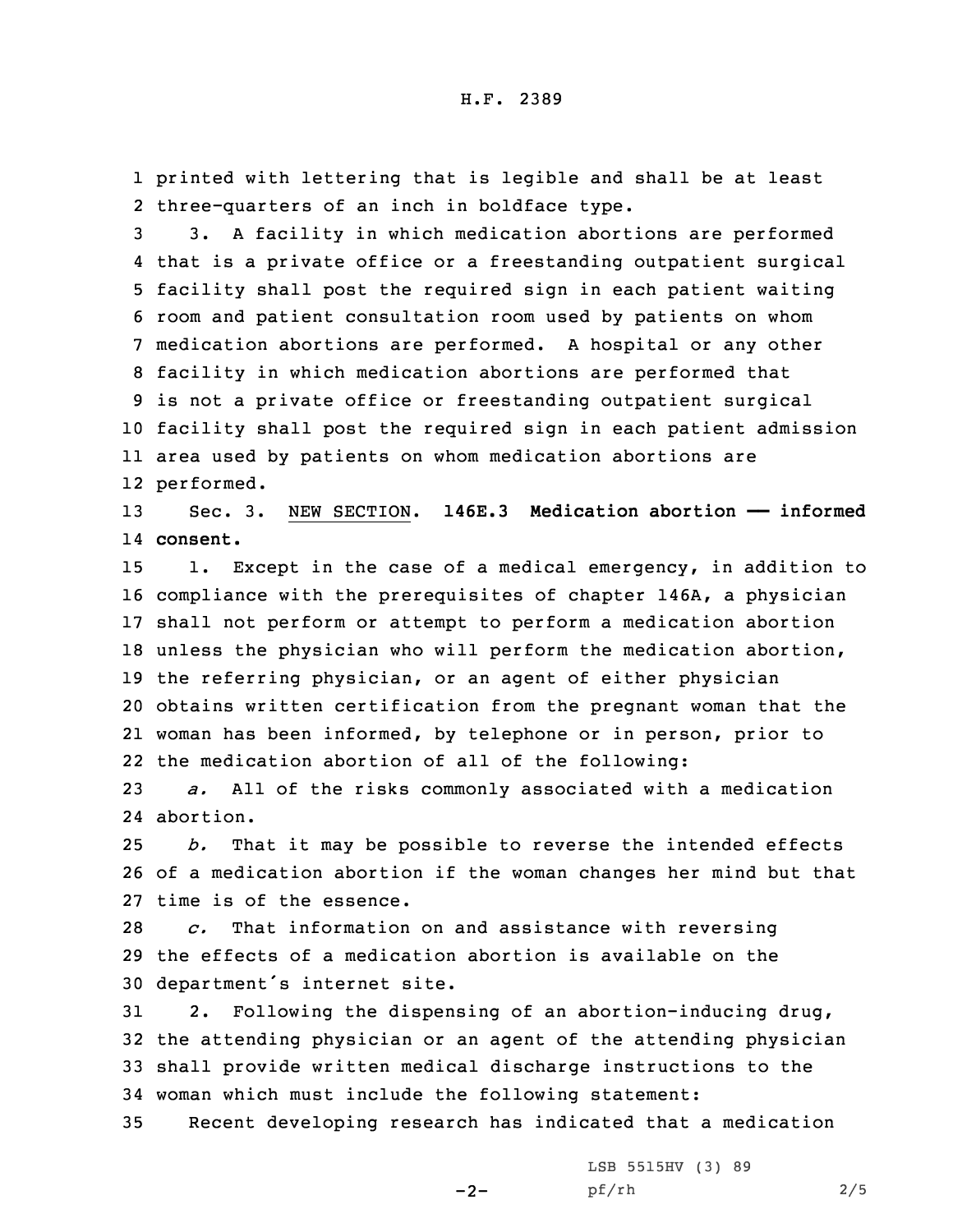printed with lettering that is legible and shall be at least three-quarters of an inch in boldface type.

3. A facility in which medication abortions are performed that is a private office or a freestanding outpatient surgical facility shall post the required sign in each patient waiting room and patient consultation room used by patients on whom medication abortions are performed. A hospital or any other facility in which medication abortions are performed that is not a private office or freestanding outpatient surgical facility shall post the required sign in each patient admission area used by patients on whom medication abortions are performed.

Sec. 3. NEW SECTION. **146E.3 Medication abortion —— informed consent.**

1. Except in the case of a medical emergency, in addition to compliance with the prerequisites of chapter 146A, a physician shall not perform or attempt to perform a medication abortion unless the physician who will perform the medication abortion, the referring physician, or an agent of either physician obtains written certification from the pregnant woman that the woman has been informed, by telephone or in person, prior to the medication abortion of all of the following:

*a.* All of the risks commonly associated with a medication abortion.

*b.* That it may be possible to reverse the intended effects of a medication abortion if the woman changes her mind but that time is of the essence.

*c.* That information on and assistance with reversing the effects of a medication abortion is available on the department's internet site.

2. Following the dispensing of an abortion-inducing drug, the attending physician or an agent of the attending physician shall provide written medical discharge instructions to the woman which must include the following statement:

Recent developing research has indicated that a medication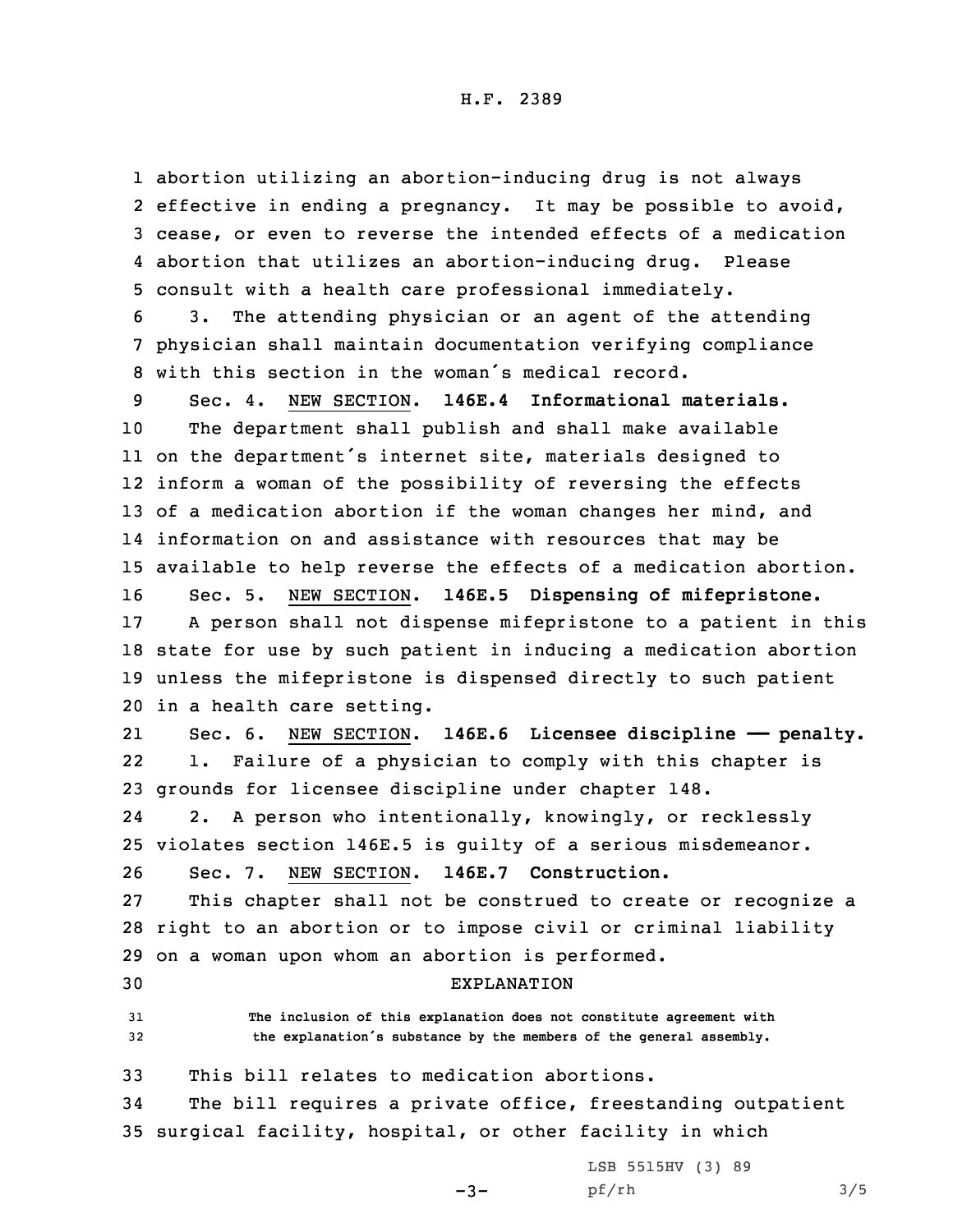abortion utilizing an abortion-inducing drug is not always effective in ending a pregnancy. It may be possible to avoid, cease, or even to reverse the intended effects of a medication abortion that utilizes an abortion-inducing drug. Please consult with a health care professional immediately.

3. The attending physician or an agent of the attending physician shall maintain documentation verifying compliance with this section in the woman's medical record.

Sec. 4. NEW SECTION. **146E.4 Informational materials.**

The department shall publish and shall make available on the department's internet site, materials designed to inform a woman of the possibility of reversing the effects of a medication abortion if the woman changes her mind, and information on and assistance with resources that may be available to help reverse the effects of a medication abortion.

Sec. 5. NEW SECTION. **146E.5 Dispensing of mifepristone.**

A person shall not dispense mifepristone to a patient in this state for use by such patient in inducing a medication abortion unless the mifepristone is dispensed directly to such patient in a health care setting.

Sec. 6. NEW SECTION. **146E.6 Licensee discipline —— penalty.**

1. Failure of a physician to comply with this chapter is grounds for licensee discipline under chapter 148.

2. A person who intentionally, knowingly, or recklessly violates section 146E.5 is guilty of a serious misdemeanor.

Sec. 7. NEW SECTION. **146E.7 Construction.**

This chapter shall not be construed to create or recognize a right to an abortion or to impose civil or criminal liability on a woman upon whom an abortion is performed.

EXPLANATION

The inclusion of this explanation does not constitute agreement with the explanation's substance by the members of the general assembly.

This bill relates to medication abortions.

The bill requires a private office, freestanding outpatient surgical facility, hospital, or other facility in which

LSB 5515HV (3) 89
pf/rh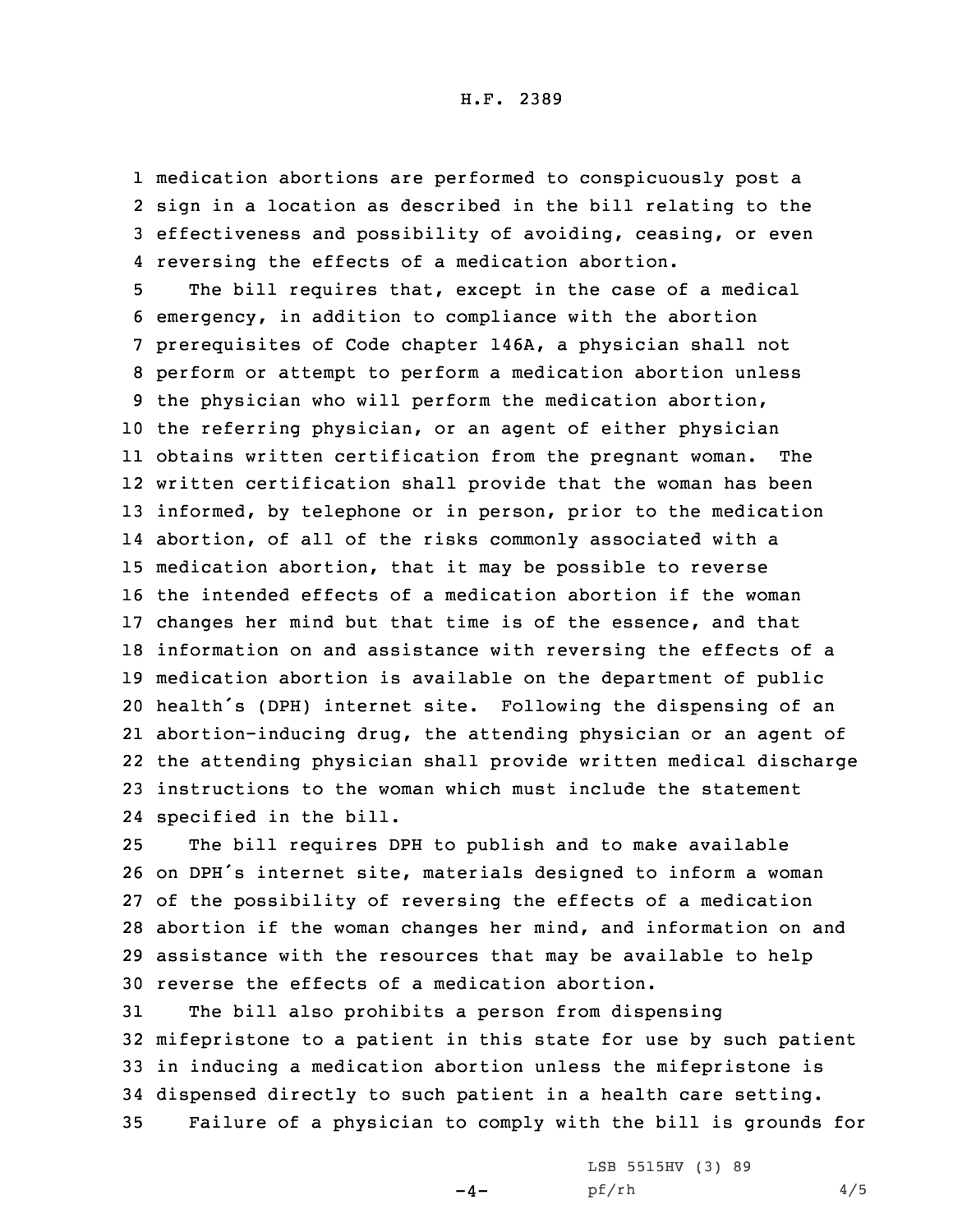medication abortions are performed to conspicuously post a sign in a location as described in the bill relating to the effectiveness and possibility of avoiding, ceasing, or even reversing the effects of a medication abortion.

The bill requires that, except in the case of a medical emergency, in addition to compliance with the abortion prerequisites of Code chapter 146A, a physician shall not perform or attempt to perform a medication abortion unless the physician who will perform the medication abortion, the referring physician, or an agent of either physician obtains written certification from the pregnant woman. The written certification shall provide that the woman has been informed, by telephone or in person, prior to the medication abortion, of all of the risks commonly associated with a medication abortion, that it may be possible to reverse the intended effects of a medication abortion if the woman changes her mind but that time is of the essence, and that information on and assistance with reversing the effects of a medication abortion is available on the department of public health's (DPH) internet site. Following the dispensing of an abortion-inducing drug, the attending physician or an agent of the attending physician shall provide written medical discharge instructions to the woman which must include the statement specified in the bill.

The bill requires DPH to publish and to make available on DPH's internet site, materials designed to inform a woman of the possibility of reversing the effects of a medication abortion if the woman changes her mind, and information on and assistance with the resources that may be available to help reverse the effects of a medication abortion.

The bill also prohibits a person from dispensing mifepristone to a patient in this state for use by such patient in inducing a medication abortion unless the mifepristone is dispensed directly to such patient in a health care setting.

Failure of a physician to comply with the bill is grounds for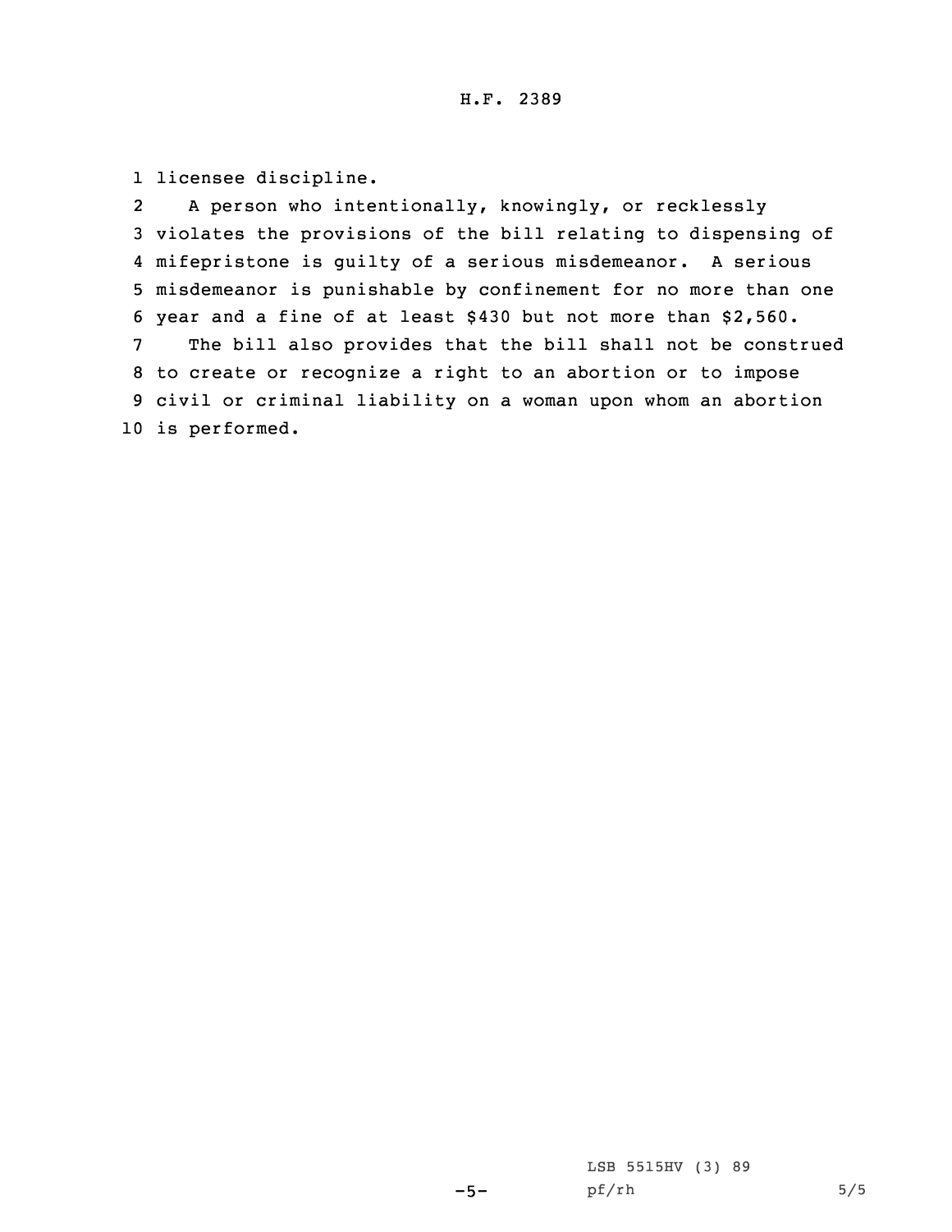licensee discipline.

A person who intentionally, knowingly, or recklessly violates the provisions of the bill relating to dispensing of mifepristone is guilty of a serious misdemeanor. A serious misdemeanor is punishable by confinement for no more than one year and a fine of at least $430 but not more than $2,560.

The bill also provides that the bill shall not be construed to create or recognize a right to an abortion or to impose civil or criminal liability on a woman upon whom an abortion is performed.

LSB 5515HV (3) 89

pf/rh